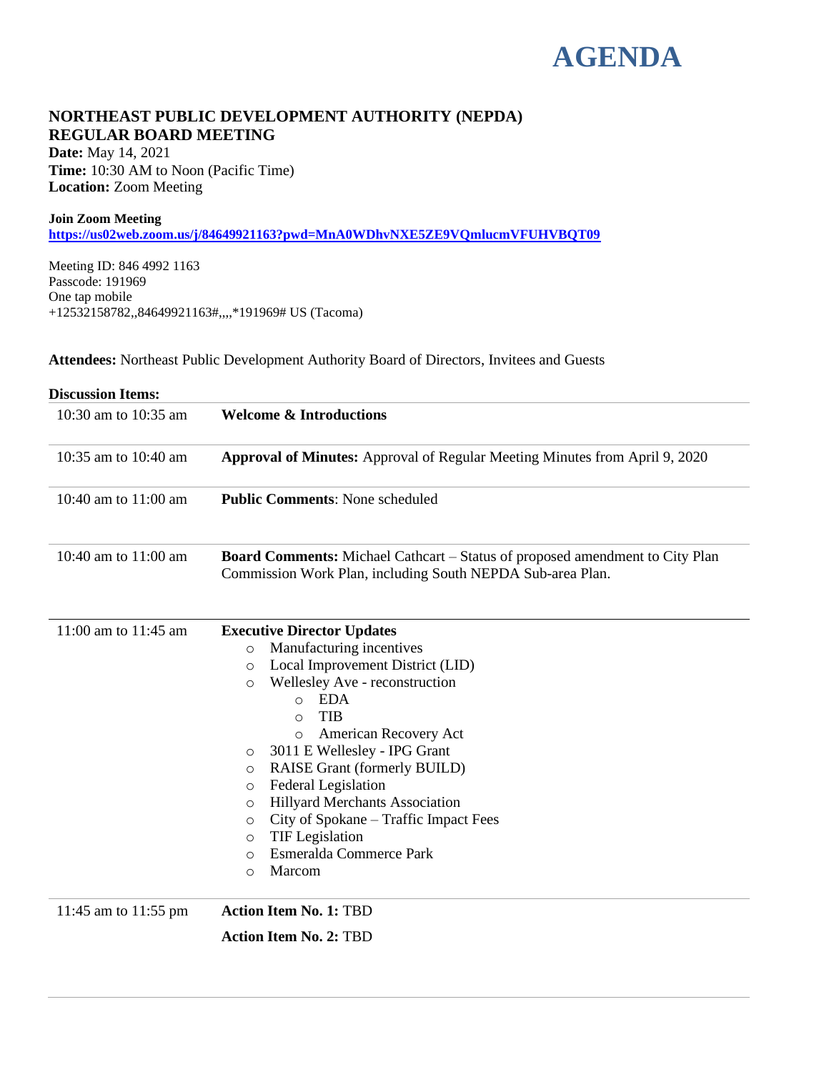# AGENDA

## NORTHEAST PUBLIC DEVELOPMENT AUTHORITY (NEPDA) REGULAR BOARD MEETING

**Date:** May 14, 2021
**Time:** 10:30 AM to Noon (Pacific Time)
**Location:** Zoom Meeting

**Join Zoom Meeting**
https://us02web.zoom.us/j/84649921163?pwd=MnA0WDhvNXE5ZE9VQmlucmVFUHVBQT09

Meeting ID: 846 4992 1163
Passcode: 191969
One tap mobile
+12532158782,,84649921163#,,,,*191969# US (Tacoma)

**Attendees:** Northeast Public Development Authority Board of Directors, Invitees and Guests

**Discussion Items:**

| | |
|---|---|
| 10:30 am to 10:35 am | **Welcome & Introductions** |
| 10:35 am to 10:40 am | **Approval of Minutes:** Approval of Regular Meeting Minutes from April 9, 2020 |
| 10:40 am to 11:00 am | **Public Comments**: None scheduled |
| 10:40 am to 11:00 am | **Board Comments:** Michael Cathcart – Status of proposed amendment to City Plan Commission Work Plan, including South NEPDA Sub-area Plan. |
| 11:00 am to 11:45 am | **Executive Director Updates**<br>○ Manufacturing incentives<br>○ Local Improvement District (LID)<br>○ Wellesley Ave - reconstruction<br>&nbsp;&nbsp;&nbsp;&nbsp;○ EDA<br>&nbsp;&nbsp;&nbsp;&nbsp;○ TIB<br>&nbsp;&nbsp;&nbsp;&nbsp;○ American Recovery Act<br>○ 3011 E Wellesley - IPG Grant<br>○ RAISE Grant (formerly BUILD)<br>○ Federal Legislation<br>○ Hillyard Merchants Association<br>○ City of Spokane – Traffic Impact Fees<br>○ TIF Legislation<br>○ Esmeralda Commerce Park<br>○ Marcom |
| 11:45 am to 11:55 pm | **Action Item No. 1:** TBD<br>**Action Item No. 2:** TBD |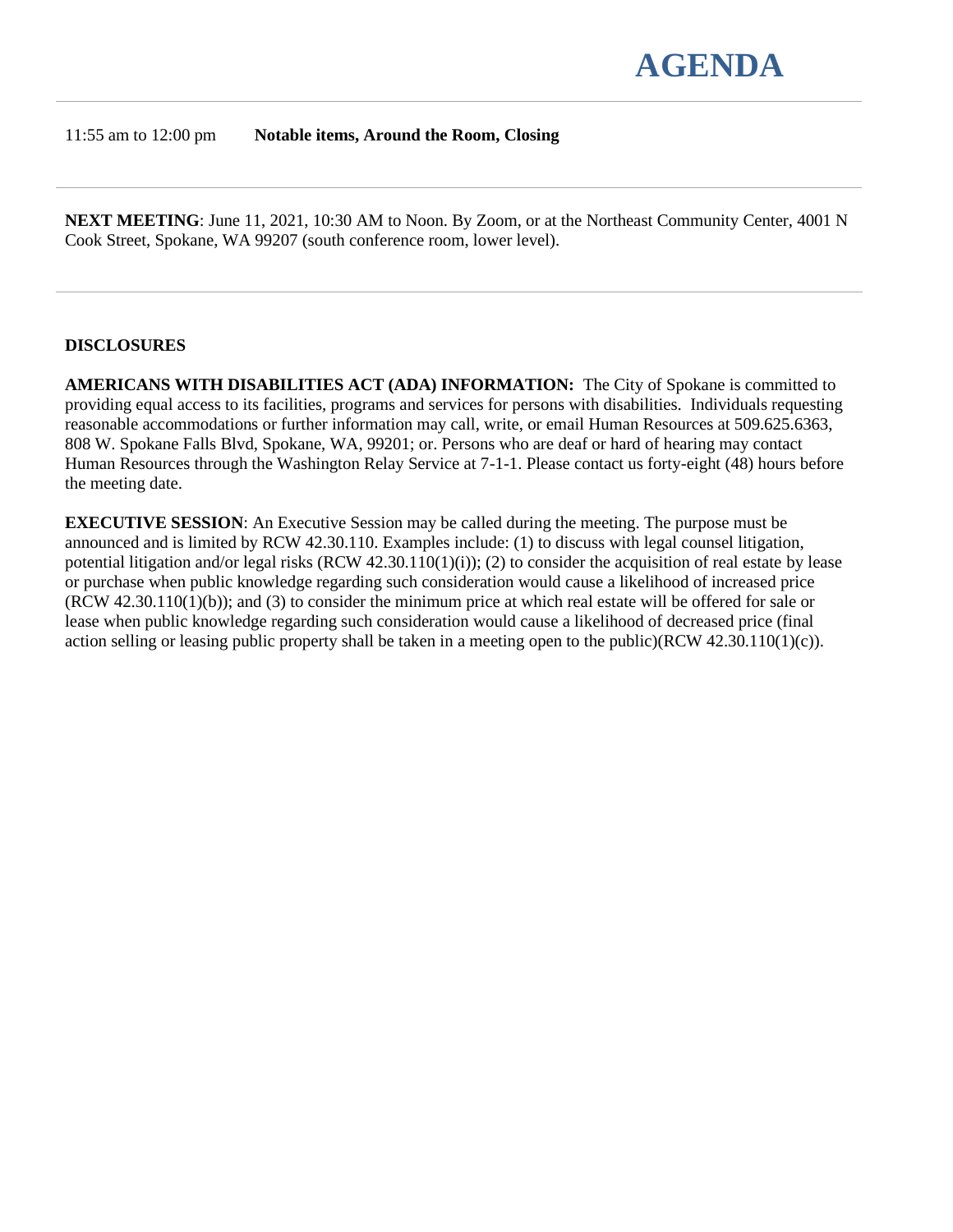# AGENDA

11:55 am to 12:00 pm **Notable items, Around the Room, Closing**

---

**NEXT MEETING**: June 11, 2021, 10:30 AM to Noon. By Zoom, or at the Northeast Community Center, 4001 N Cook Street, Spokane, WA 99207 (south conference room, lower level).

---

**DISCLOSURES**

**AMERICANS WITH DISABILITIES ACT (ADA) INFORMATION:** The City of Spokane is committed to providing equal access to its facilities, programs and services for persons with disabilities. Individuals requesting reasonable accommodations or further information may call, write, or email Human Resources at 509.625.6363, 808 W. Spokane Falls Blvd, Spokane, WA, 99201; or. Persons who are deaf or hard of hearing may contact Human Resources through the Washington Relay Service at 7-1-1. Please contact us forty-eight (48) hours before the meeting date.

**EXECUTIVE SESSION**: An Executive Session may be called during the meeting. The purpose must be announced and is limited by RCW 42.30.110. Examples include: (1) to discuss with legal counsel litigation, potential litigation and/or legal risks (RCW 42.30.110(1)(i)); (2) to consider the acquisition of real estate by lease or purchase when public knowledge regarding such consideration would cause a likelihood of increased price (RCW 42.30.110(1)(b)); and (3) to consider the minimum price at which real estate will be offered for sale or lease when public knowledge regarding such consideration would cause a likelihood of decreased price (final action selling or leasing public property shall be taken in a meeting open to the public)(RCW 42.30.110(1)(c)).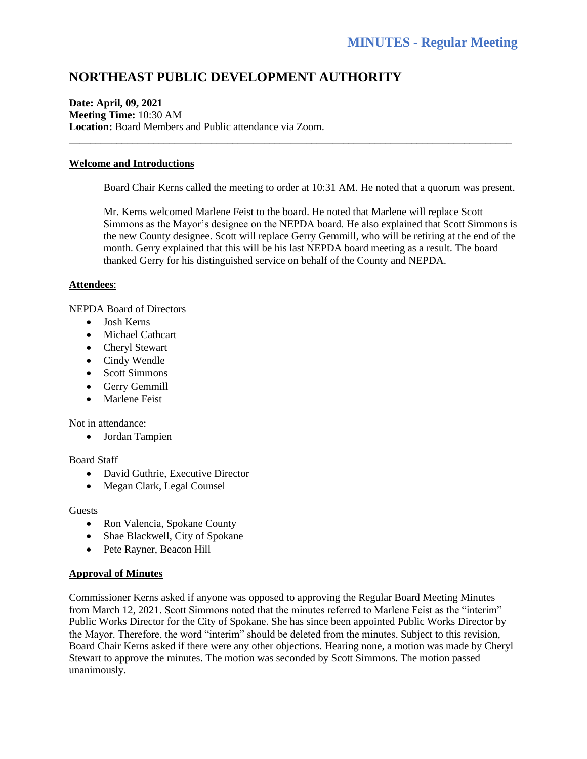# MINUTES - Regular Meeting

## NORTHEAST PUBLIC DEVELOPMENT AUTHORITY

**Date: April, 09, 2021**
**Meeting Time:** 10:30 AM
**Location:** Board Members and Public attendance via Zoom.

---

### Welcome and Introductions

Board Chair Kerns called the meeting to order at 10:31 AM. He noted that a quorum was present.

Mr. Kerns welcomed Marlene Feist to the board. He noted that Marlene will replace Scott Simmons as the Mayor's designee on the NEPDA board. He also explained that Scott Simmons is the new County designee. Scott will replace Gerry Gemmill, who will be retiring at the end of the month. Gerry explained that this will be his last NEPDA board meeting as a result. The board thanked Gerry for his distinguished service on behalf of the County and NEPDA.

### Attendees:

NEPDA Board of Directors

- Josh Kerns
- Michael Cathcart
- Cheryl Stewart
- Cindy Wendle
- Scott Simmons
- Gerry Gemmill
- Marlene Feist

Not in attendance:

- Jordan Tampien

Board Staff

- David Guthrie, Executive Director
- Megan Clark, Legal Counsel

Guests

- Ron Valencia, Spokane County
- Shae Blackwell, City of Spokane
- Pete Rayner, Beacon Hill

### Approval of Minutes

Commissioner Kerns asked if anyone was opposed to approving the Regular Board Meeting Minutes from March 12, 2021. Scott Simmons noted that the minutes referred to Marlene Feist as the "interim" Public Works Director for the City of Spokane. She has since been appointed Public Works Director by the Mayor. Therefore, the word "interim" should be deleted from the minutes. Subject to this revision, Board Chair Kerns asked if there were any other objections. Hearing none, a motion was made by Cheryl Stewart to approve the minutes. The motion was seconded by Scott Simmons. The motion passed unanimously.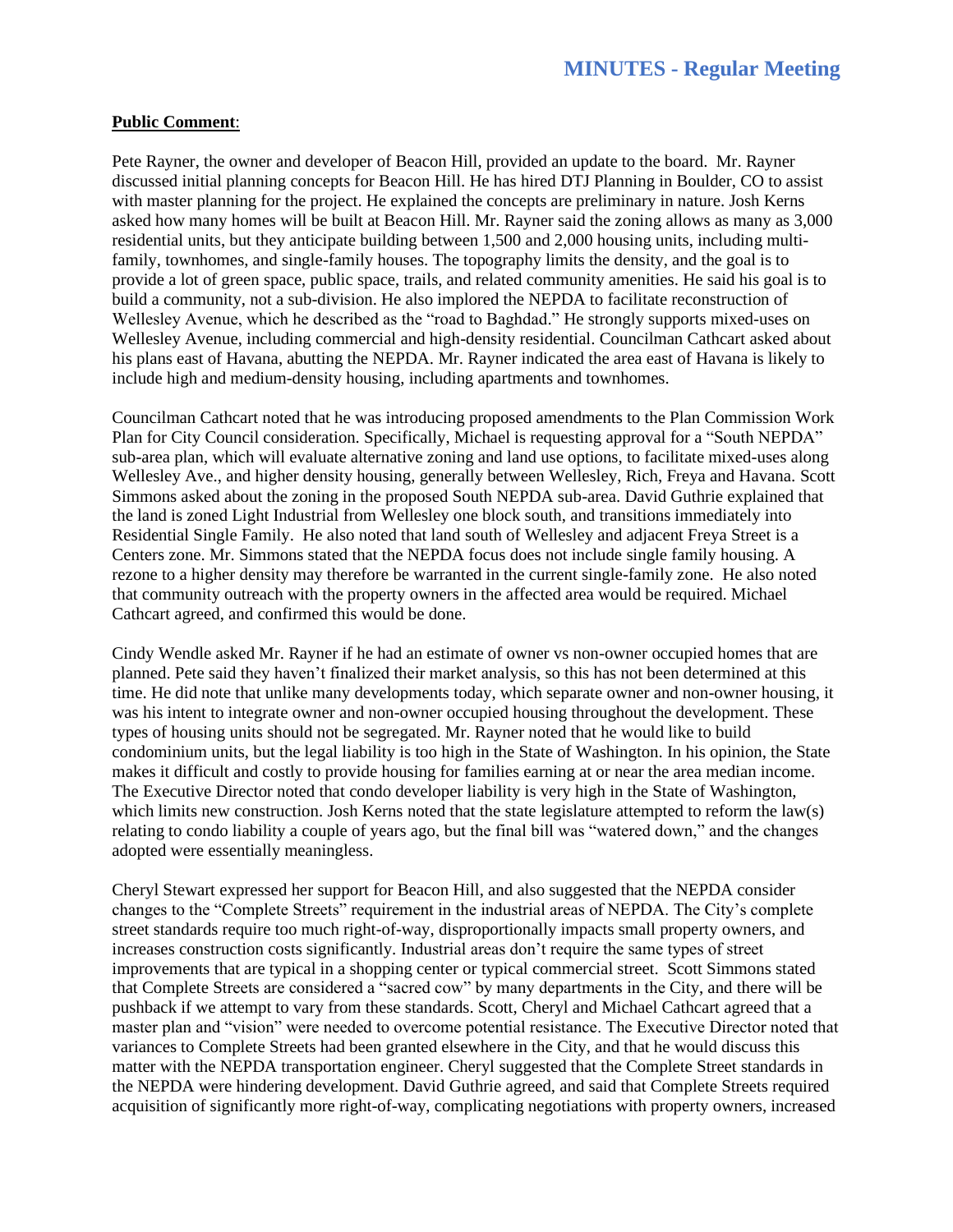**Public Comment**:

Pete Rayner, the owner and developer of Beacon Hill, provided an update to the board. Mr. Rayner discussed initial planning concepts for Beacon Hill. He has hired DTJ Planning in Boulder, CO to assist with master planning for the project. He explained the concepts are preliminary in nature. Josh Kerns asked how many homes will be built at Beacon Hill. Mr. Rayner said the zoning allows as many as 3,000 residential units, but they anticipate building between 1,500 and 2,000 housing units, including multi-family, townhomes, and single-family houses. The topography limits the density, and the goal is to provide a lot of green space, public space, trails, and related community amenities. He said his goal is to build a community, not a sub-division. He also implored the NEPDA to facilitate reconstruction of Wellesley Avenue, which he described as the "road to Baghdad." He strongly supports mixed-uses on Wellesley Avenue, including commercial and high-density residential. Councilman Cathcart asked about his plans east of Havana, abutting the NEPDA. Mr. Rayner indicated the area east of Havana is likely to include high and medium-density housing, including apartments and townhomes.

Councilman Cathcart noted that he was introducing proposed amendments to the Plan Commission Work Plan for City Council consideration. Specifically, Michael is requesting approval for a "South NEPDA" sub-area plan, which will evaluate alternative zoning and land use options, to facilitate mixed-uses along Wellesley Ave., and higher density housing, generally between Wellesley, Rich, Freya and Havana. Scott Simmons asked about the zoning in the proposed South NEPDA sub-area. David Guthrie explained that the land is zoned Light Industrial from Wellesley one block south, and transitions immediately into Residential Single Family. He also noted that land south of Wellesley and adjacent Freya Street is a Centers zone. Mr. Simmons stated that the NEPDA focus does not include single family housing. A rezone to a higher density may therefore be warranted in the current single-family zone. He also noted that community outreach with the property owners in the affected area would be required. Michael Cathcart agreed, and confirmed this would be done.

Cindy Wendle asked Mr. Rayner if he had an estimate of owner vs non-owner occupied homes that are planned. Pete said they haven't finalized their market analysis, so this has not been determined at this time. He did note that unlike many developments today, which separate owner and non-owner housing, it was his intent to integrate owner and non-owner occupied housing throughout the development. These types of housing units should not be segregated. Mr. Rayner noted that he would like to build condominium units, but the legal liability is too high in the State of Washington. In his opinion, the State makes it difficult and costly to provide housing for families earning at or near the area median income. The Executive Director noted that condo developer liability is very high in the State of Washington, which limits new construction. Josh Kerns noted that the state legislature attempted to reform the law(s) relating to condo liability a couple of years ago, but the final bill was "watered down," and the changes adopted were essentially meaningless.

Cheryl Stewart expressed her support for Beacon Hill, and also suggested that the NEPDA consider changes to the "Complete Streets" requirement in the industrial areas of NEPDA. The City's complete street standards require too much right-of-way, disproportionally impacts small property owners, and increases construction costs significantly. Industrial areas don't require the same types of street improvements that are typical in a shopping center or typical commercial street. Scott Simmons stated that Complete Streets are considered a "sacred cow" by many departments in the City, and there will be pushback if we attempt to vary from these standards. Scott, Cheryl and Michael Cathcart agreed that a master plan and "vision" were needed to overcome potential resistance. The Executive Director noted that variances to Complete Streets had been granted elsewhere in the City, and that he would discuss this matter with the NEPDA transportation engineer. Cheryl suggested that the Complete Street standards in the NEPDA were hindering development. David Guthrie agreed, and said that Complete Streets required acquisition of significantly more right-of-way, complicating negotiations with property owners, increased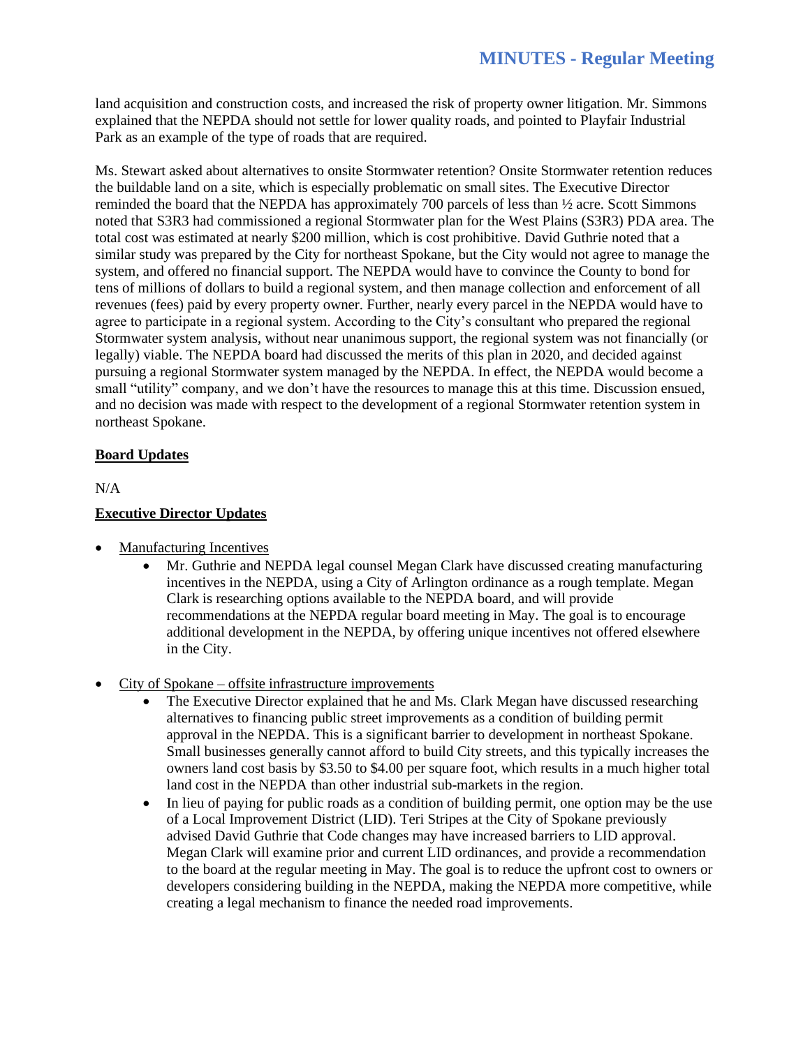land acquisition and construction costs, and increased the risk of property owner litigation. Mr. Simmons explained that the NEPDA should not settle for lower quality roads, and pointed to Playfair Industrial Park as an example of the type of roads that are required.

Ms. Stewart asked about alternatives to onsite Stormwater retention? Onsite Stormwater retention reduces the buildable land on a site, which is especially problematic on small sites. The Executive Director reminded the board that the NEPDA has approximately 700 parcels of less than ½ acre. Scott Simmons noted that S3R3 had commissioned a regional Stormwater plan for the West Plains (S3R3) PDA area. The total cost was estimated at nearly $200 million, which is cost prohibitive. David Guthrie noted that a similar study was prepared by the City for northeast Spokane, but the City would not agree to manage the system, and offered no financial support. The NEPDA would have to convince the County to bond for tens of millions of dollars to build a regional system, and then manage collection and enforcement of all revenues (fees) paid by every property owner. Further, nearly every parcel in the NEPDA would have to agree to participate in a regional system. According to the City's consultant who prepared the regional Stormwater system analysis, without near unanimous support, the regional system was not financially (or legally) viable. The NEPDA board had discussed the merits of this plan in 2020, and decided against pursuing a regional Stormwater system managed by the NEPDA. In effect, the NEPDA would become a small "utility" company, and we don't have the resources to manage this at this time. Discussion ensued, and no decision was made with respect to the development of a regional Stormwater retention system in northeast Spokane.

**Board Updates**

N/A

**Executive Director Updates**

- Manufacturing Incentives
    - Mr. Guthrie and NEPDA legal counsel Megan Clark have discussed creating manufacturing incentives in the NEPDA, using a City of Arlington ordinance as a rough template. Megan Clark is researching options available to the NEPDA board, and will provide recommendations at the NEPDA regular board meeting in May. The goal is to encourage additional development in the NEPDA, by offering unique incentives not offered elsewhere in the City.

- City of Spokane – offsite infrastructure improvements
    - The Executive Director explained that he and Ms. Clark Megan have discussed researching alternatives to financing public street improvements as a condition of building permit approval in the NEPDA. This is a significant barrier to development in northeast Spokane. Small businesses generally cannot afford to build City streets, and this typically increases the owners land cost basis by $3.50 to $4.00 per square foot, which results in a much higher total land cost in the NEPDA than other industrial sub-markets in the region.
    - In lieu of paying for public roads as a condition of building permit, one option may be the use of a Local Improvement District (LID). Teri Stripes at the City of Spokane previously advised David Guthrie that Code changes may have increased barriers to LID approval. Megan Clark will examine prior and current LID ordinances, and provide a recommendation to the board at the regular meeting in May. The goal is to reduce the upfront cost to owners or developers considering building in the NEPDA, making the NEPDA more competitive, while creating a legal mechanism to finance the needed road improvements.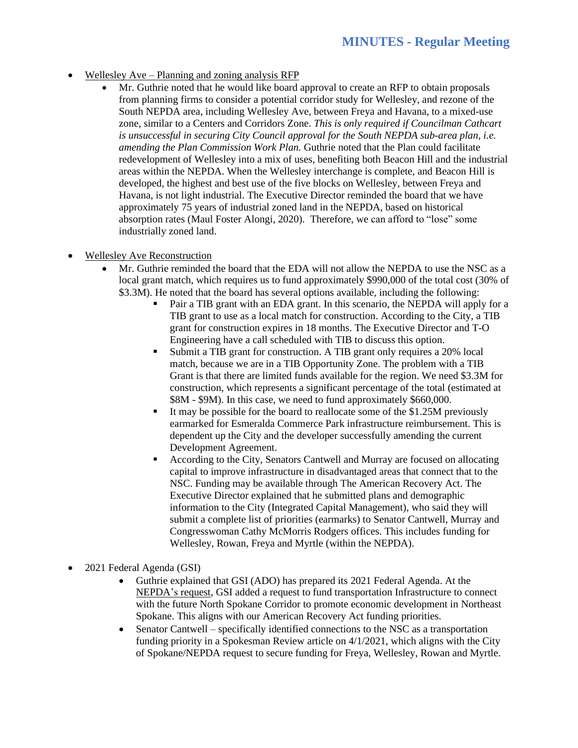- <u>Wellesley Ave – Planning and zoning analysis RFP</u>
  - Mr. Guthrie noted that he would like board approval to create an RFP to obtain proposals from planning firms to consider a potential corridor study for Wellesley, and rezone of the South NEPDA area, including Wellesley Ave, between Freya and Havana, to a mixed-use zone, similar to a Centers and Corridors Zone. *This is only required if Councilman Cathcart is unsuccessful in securing City Council approval for the South NEPDA sub-area plan, i.e. amending the Plan Commission Work Plan.* Guthrie noted that the Plan could facilitate redevelopment of Wellesley into a mix of uses, benefiting both Beacon Hill and the industrial areas within the NEPDA. When the Wellesley interchange is complete, and Beacon Hill is developed, the highest and best use of the five blocks on Wellesley, between Freya and Havana, is not light industrial. The Executive Director reminded the board that we have approximately 75 years of industrial zoned land in the NEPDA, based on historical absorption rates (Maul Foster Alongi, 2020). Therefore, we can afford to "lose" some industrially zoned land.

- <u>Wellesley Ave Reconstruction</u>
  - Mr. Guthrie reminded the board that the EDA will not allow the NEPDA to use the NSC as a local grant match, which requires us to fund approximately $990,000 of the total cost (30% of $3.3M). He noted that the board has several options available, including the following:
    - Pair a TIB grant with an EDA grant. In this scenario, the NEPDA will apply for a TIB grant to use as a local match for construction. According to the City, a TIB grant for construction expires in 18 months. The Executive Director and T-O Engineering have a call scheduled with TIB to discuss this option.
    - Submit a TIB grant for construction. A TIB grant only requires a 20% local match, because we are in a TIB Opportunity Zone. The problem with a TIB Grant is that there are limited funds available for the region. We need $3.3M for construction, which represents a significant percentage of the total (estimated at $8M - $9M). In this case, we need to fund approximately $660,000.
    - It may be possible for the board to reallocate some of the $1.25M previously earmarked for Esmeralda Commerce Park infrastructure reimbursement. This is dependent up the City and the developer successfully amending the current Development Agreement.
    - According to the City, Senators Cantwell and Murray are focused on allocating capital to improve infrastructure in disadvantaged areas that connect that to the NSC. Funding may be available through The American Recovery Act. The Executive Director explained that he submitted plans and demographic information to the City (Integrated Capital Management), who said they will submit a complete list of priorities (earmarks) to Senator Cantwell, Murray and Congresswoman Cathy McMorris Rodgers offices. This includes funding for Wellesley, Rowan, Freya and Myrtle (within the NEPDA).

- 2021 Federal Agenda (GSI)
  - Guthrie explained that GSI (ADO) has prepared its 2021 Federal Agenda. At the <u>NEPDA's request</u>, GSI added a request to fund transportation Infrastructure to connect with the future North Spokane Corridor to promote economic development in Northeast Spokane. This aligns with our American Recovery Act funding priorities.
  - Senator Cantwell – specifically identified connections to the NSC as a transportation funding priority in a Spokesman Review article on 4/1/2021, which aligns with the City of Spokane/NEPDA request to secure funding for Freya, Wellesley, Rowan and Myrtle.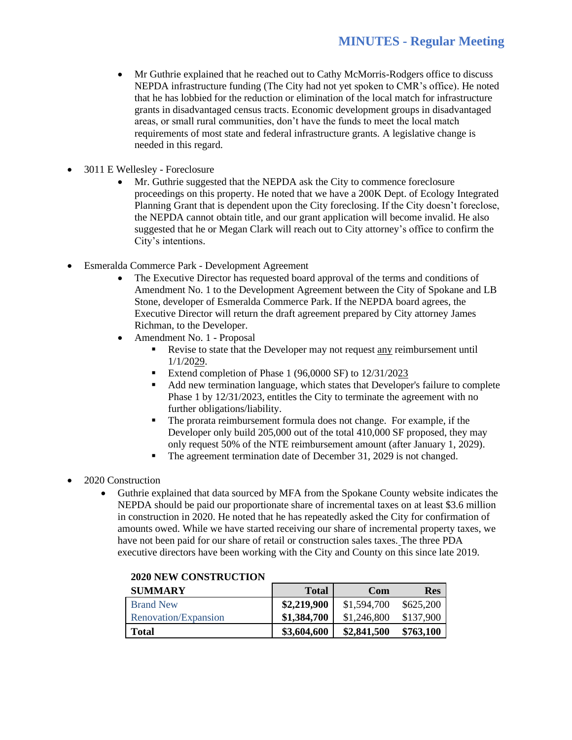- Mr Guthrie explained that he reached out to Cathy McMorris-Rodgers office to discuss NEPDA infrastructure funding (The City had not yet spoken to CMR's office). He noted that he has lobbied for the reduction or elimination of the local match for infrastructure grants in disadvantaged census tracts. Economic development groups in disadvantaged areas, or small rural communities, don't have the funds to meet the local match requirements of most state and federal infrastructure grants. A legislative change is needed in this regard.

- 3011 E Wellesley - Foreclosure
  - Mr. Guthrie suggested that the NEPDA ask the City to commence foreclosure proceedings on this property. He noted that we have a 200K Dept. of Ecology Integrated Planning Grant that is dependent upon the City foreclosing. If the City doesn't foreclose, the NEPDA cannot obtain title, and our grant application will become invalid. He also suggested that he or Megan Clark will reach out to City attorney's office to confirm the City's intentions.

- Esmeralda Commerce Park - Development Agreement
  - The Executive Director has requested board approval of the terms and conditions of Amendment No. 1 to the Development Agreement between the City of Spokane and LB Stone, developer of Esmeralda Commerce Park. If the NEPDA board agrees, the Executive Director will return the draft agreement prepared by City attorney James Richman, to the Developer.
  - Amendment No. 1 - Proposal
    - Revise to state that the Developer may not request <u>any</u> reimbursement until 1/1/20<u>29</u>.
    - Extend completion of Phase 1 (96,0000 SF) to 12/31/20<u>23</u>
    - Add new termination language, which states that Developer's failure to complete Phase 1 by 12/31/2023, entitles the City to terminate the agreement with no further obligations/liability.
    - The prorata reimbursement formula does not change. For example, if the Developer only build 205,000 out of the total 410,000 SF proposed, they may only request 50% of the NTE reimbursement amount (after January 1, 2029).
    - The agreement termination date of December 31, 2029 is not changed.

- 2020 Construction
  - Guthrie explained that data sourced by MFA from the Spokane County website indicates the NEPDA should be paid our proportionate share of incremental taxes on at least $3.6 million in construction in 2020. He noted that he has repeatedly asked the City for confirmation of amounts owed. While we have started receiving our share of incremental property taxes, we have not been paid for our share of retail or construction sales taxes. The three PDA executive directors have been working with the City and County on this since late 2019.

**2020 NEW CONSTRUCTION**

| SUMMARY | Total | Com | Res |
|---|---|---|---|
| Brand New | **$2,219,900** | $1,594,700 | $625,200 |
| Renovation/Expansion | **$1,384,700** | $1,246,800 | $137,900 |
| **Total** | **$3,604,600** | **$2,841,500** | **$763,100** |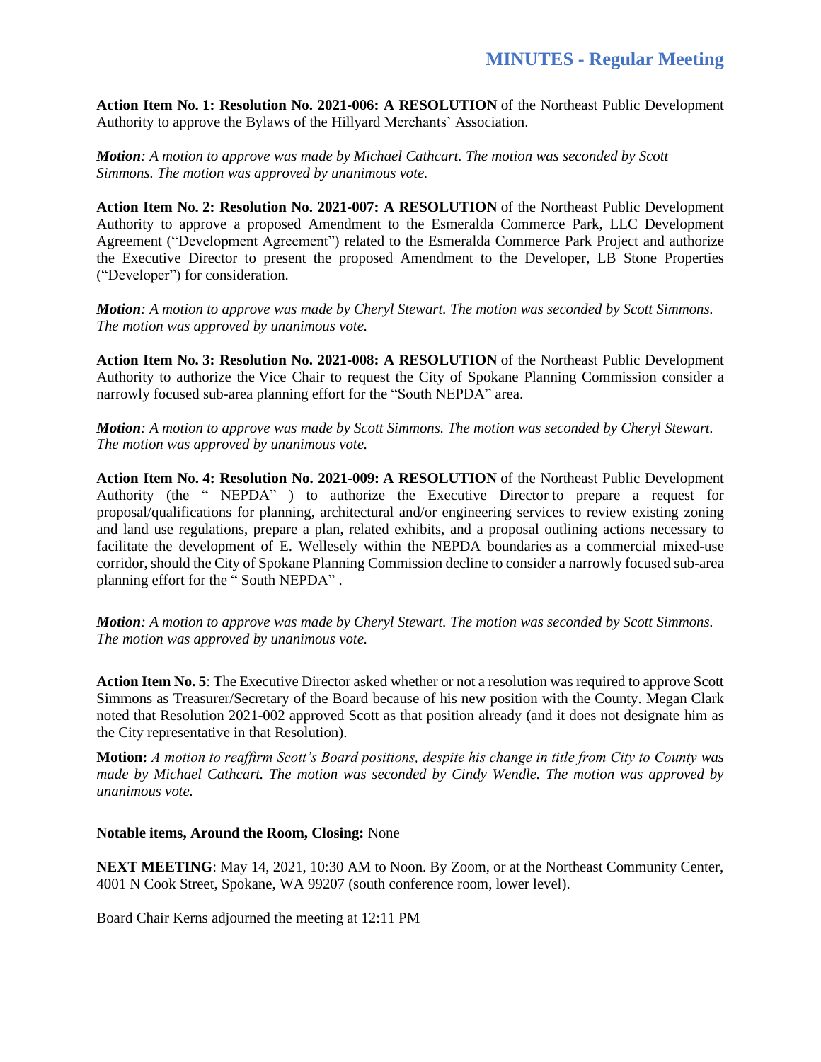**Action Item No. 1: Resolution No. 2021-006: A RESOLUTION** of the Northeast Public Development Authority to approve the Bylaws of the Hillyard Merchants' Association.

***Motion**: A motion to approve was made by Michael Cathcart. The motion was seconded by Scott Simmons. The motion was approved by unanimous vote.*

**Action Item No. 2: Resolution No. 2021-007: A RESOLUTION** of the Northeast Public Development Authority to approve a proposed Amendment to the Esmeralda Commerce Park, LLC Development Agreement ("Development Agreement") related to the Esmeralda Commerce Park Project and authorize the Executive Director to present the proposed Amendment to the Developer, LB Stone Properties ("Developer") for consideration.

***Motion**: A motion to approve was made by Cheryl Stewart. The motion was seconded by Scott Simmons. The motion was approved by unanimous vote.*

**Action Item No. 3: Resolution No. 2021-008: A RESOLUTION** of the Northeast Public Development Authority to authorize the Vice Chair to request the City of Spokane Planning Commission consider a narrowly focused sub-area planning effort for the "South NEPDA" area.

***Motion**: A motion to approve was made by Scott Simmons. The motion was seconded by Cheryl Stewart. The motion was approved by unanimous vote.*

**Action Item No. 4: Resolution No. 2021-009: A RESOLUTION** of the Northeast Public Development Authority (the " NEPDA" ) to authorize the Executive Director to prepare a request for proposal/qualifications for planning, architectural and/or engineering services to review existing zoning and land use regulations, prepare a plan, related exhibits, and a proposal outlining actions necessary to facilitate the development of E. Wellesely within the NEPDA boundaries as a commercial mixed-use corridor, should the City of Spokane Planning Commission decline to consider a narrowly focused sub-area planning effort for the " South NEPDA" .

***Motion**: A motion to approve was made by Cheryl Stewart. The motion was seconded by Scott Simmons. The motion was approved by unanimous vote.*

**Action Item No. 5**: The Executive Director asked whether or not a resolution was required to approve Scott Simmons as Treasurer/Secretary of the Board because of his new position with the County. Megan Clark noted that Resolution 2021-002 approved Scott as that position already (and it does not designate him as the City representative in that Resolution).

**Motion:** *A motion to reaffirm Scott's Board positions, despite his change in title from City to County was made by Michael Cathcart. The motion was seconded by Cindy Wendle. The motion was approved by unanimous vote.*

**Notable items, Around the Room, Closing:** None

**NEXT MEETING**: May 14, 2021, 10:30 AM to Noon. By Zoom, or at the Northeast Community Center, 4001 N Cook Street, Spokane, WA 99207 (south conference room, lower level).

Board Chair Kerns adjourned the meeting at 12:11 PM